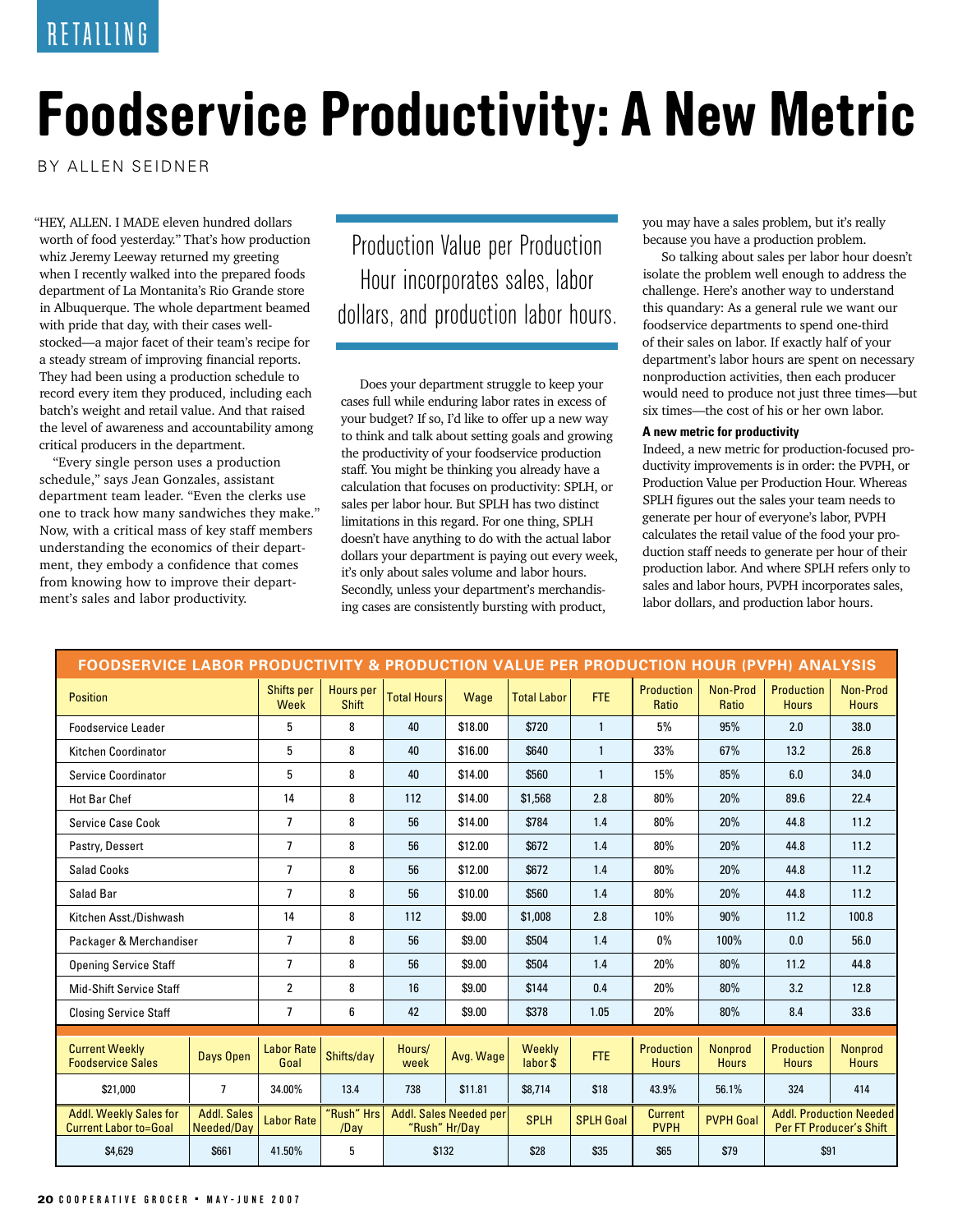RETAILING

# Foodservice Productivity: A New Metric

BY ALLEN SEIDNER

"HEY, ALLEN. I MADE eleven hundred dollars worth of food yesterday." That's how production whiz Jeremy Leeway returned my greeting when I recently walked into the prepared foods department of La Montanita's Rio Grande store in Albuquerque. The whole department beamed with pride that day, with their cases well-stocked—a major facet of their team's recipe for a steady stream of improving financial reports. They had been using a production schedule to record every item they produced, including each batch's weight and retail value. And that raised the level of awareness and accountability among critical producers in the department.

"Every single person uses a production schedule," says Jean Gonzales, assistant department team leader. "Even the clerks use one to track how many sandwiches they make." Now, with a critical mass of key staff members understanding the economics of their department, they embody a confidence that comes from knowing how to improve their department's sales and labor productivity.

> Production Value per Production Hour incorporates sales, labor dollars, and production labor hours.

Does your department struggle to keep your cases full while enduring labor rates in excess of your budget? If so, I'd like to offer up a new way to think and talk about setting goals and growing the productivity of your foodservice production staff. You might be thinking you already have a calculation that focuses on productivity: SPLH, or sales per labor hour. But SPLH has two distinct limitations in this regard. For one thing, SPLH doesn't have anything to do with the actual labor dollars your department is paying out every week, it's only about sales volume and labor hours. Secondly, unless your department's merchandising cases are consistently bursting with product, you may have a sales problem, but it's really because you have a production problem.

So talking about sales per labor hour doesn't isolate the problem well enough to address the challenge. Here's another way to understand this quandary: As a general rule we want our foodservice departments to spend one-third of their sales on labor. If exactly half of your department's labor hours are spent on necessary nonproduction activities, then each producer would need to produce not just three times—but six times—the cost of his or her own labor.

### A new metric for productivity

Indeed, a new metric for production-focused productivity improvements is in order: the PVPH, or Production Value per Production Hour. Whereas SPLH figures out the sales your team needs to generate per hour of everyone's labor, PVPH calculates the retail value of the food your production staff needs to generate per hour of their production labor. And where SPLH refers only to sales and labor hours, PVPH incorporates sales, labor dollars, and production labor hours.

**FOODSERVICE LABOR PRODUCTIVITY & PRODUCTION VALUE PER PRODUCTION HOUR (PVPH) ANALYSIS**

| Position | | Shifts per Week | Hours per Shift | Total Hours | Wage | Total Labor | FTE | Production Ratio | Non-Prod Ratio | Production Hours | Non-Prod Hours |
|---|---|---|---|---|---|---|---|---|---|---|---|
| Foodservice Leader | | 5 | 8 | 40 | $18.00 | $720 | 1 | 5% | 95% | 2.0 | 38.0 |
| Kitchen Coordinator | | 5 | 8 | 40 | $16.00 | $640 | 1 | 33% | 67% | 13.2 | 26.8 |
| Service Coordinator | | 5 | 8 | 40 | $14.00 | $560 | 1 | 15% | 85% | 6.0 | 34.0 |
| Hot Bar Chef | | 14 | 8 | 112 | $14.00 | $1,568 | 2.8 | 80% | 20% | 89.6 | 22.4 |
| Service Case Cook | | 7 | 8 | 56 | $14.00 | $784 | 1.4 | 80% | 20% | 44.8 | 11.2 |
| Pastry, Dessert | | 7 | 8 | 56 | $12.00 | $672 | 1.4 | 80% | 20% | 44.8 | 11.2 |
| Salad Cooks | | 7 | 8 | 56 | $12.00 | $672 | 1.4 | 80% | 20% | 44.8 | 11.2 |
| Salad Bar | | 7 | 8 | 56 | $10.00 | $560 | 1.4 | 80% | 20% | 44.8 | 11.2 |
| Kitchen Asst./Dishwash | | 14 | 8 | 112 | $9.00 | $1,008 | 2.8 | 10% | 90% | 11.2 | 100.8 |
| Packager & Merchandiser | | 7 | 8 | 56 | $9.00 | $504 | 1.4 | 0% | 100% | 0.0 | 56.0 |
| Opening Service Staff | | 7 | 8 | 56 | $9.00 | $504 | 1.4 | 20% | 80% | 11.2 | 44.8 |
| Mid-Shift Service Staff | | 2 | 8 | 16 | $9.00 | $144 | 0.4 | 20% | 80% | 3.2 | 12.8 |
| Closing Service Staff | | 7 | 6 | 42 | $9.00 | $378 | 1.05 | 20% | 80% | 8.4 | 33.6 |
| **Current Weekly Foodservice Sales** | **Days Open** | **Labor Rate Goal** | **Shifts/day** | **Hours/ week** | **Avg. Wage** | **Weekly labor $** | **FTE** | **Production Hours** | **Nonprod Hours** | **Production Hours** | **Nonprod Hours** |
| $21,000 | 7 | 34.00% | 13.4 | 738 | $11.81 | $8,714 | $18 | 43.9% | 56.1% | 324 | 414 |
| **Addl. Weekly Sales for Current Labor to=Goal** | **Addl. Sales Needed/Day** | **Labor Rate** | **"Rush" Hrs /Day** | **Addl. Sales Needed per "Rush" Hr/Day** | | **SPLH** | **SPLH Goal** | **Current PVPH** | **PVPH Goal** | **Addl. Production Needed Per FT Producer's Shift** | |
| $4,629 | $661 | 41.50% | 5 | $132 | | $28 | $35 | $65 | $79 | $91 | |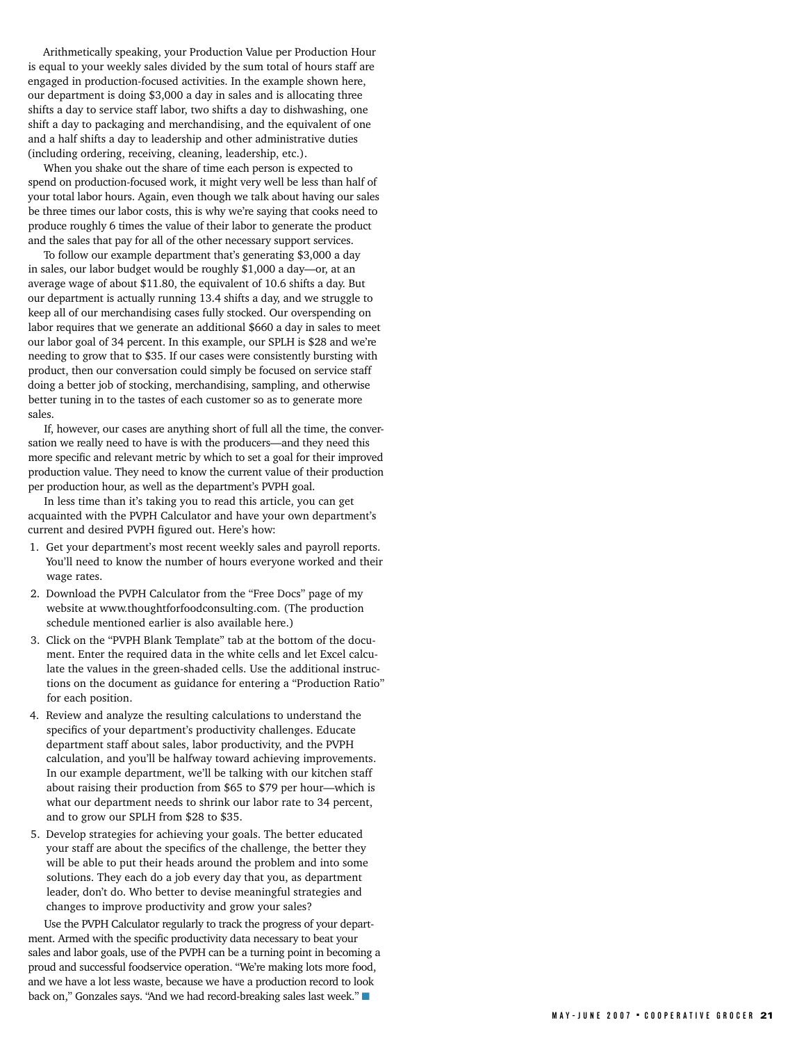Arithmetically speaking, your Production Value per Production Hour is equal to your weekly sales divided by the sum total of hours staff are engaged in production-focused activities. In the example shown here, our department is doing $3,000 a day in sales and is allocating three shifts a day to service staff labor, two shifts a day to dishwashing, one shift a day to packaging and merchandising, and the equivalent of one and a half shifts a day to leadership and other administrative duties (including ordering, receiving, cleaning, leadership, etc.).

When you shake out the share of time each person is expected to spend on production-focused work, it might very well be less than half of your total labor hours. Again, even though we talk about having our sales be three times our labor costs, this is why we're saying that cooks need to produce roughly 6 times the value of their labor to generate the product and the sales that pay for all of the other necessary support services.

To follow our example department that's generating $3,000 a day in sales, our labor budget would be roughly $1,000 a day—or, at an average wage of about $11.80, the equivalent of 10.6 shifts a day. But our department is actually running 13.4 shifts a day, and we struggle to keep all of our merchandising cases fully stocked. Our overspending on labor requires that we generate an additional $660 a day in sales to meet our labor goal of 34 percent. In this example, our SPLH is $28 and we're needing to grow that to $35. If our cases were consistently bursting with product, then our conversation could simply be focused on service staff doing a better job of stocking, merchandising, sampling, and otherwise better tuning in to the tastes of each customer so as to generate more sales.

If, however, our cases are anything short of full all the time, the conversation we really need to have is with the producers—and they need this more specific and relevant metric by which to set a goal for their improved production value. They need to know the current value of their production per production hour, as well as the department's PVPH goal.

In less time than it's taking you to read this article, you can get acquainted with the PVPH Calculator and have your own department's current and desired PVPH figured out. Here's how:

1. Get your department's most recent weekly sales and payroll reports. You'll need to know the number of hours everyone worked and their wage rates.
2. Download the PVPH Calculator from the "Free Docs" page of my website at www.thoughtforfoodconsulting.com. (The production schedule mentioned earlier is also available here.)
3. Click on the "PVPH Blank Template" tab at the bottom of the document. Enter the required data in the white cells and let Excel calculate the values in the green-shaded cells. Use the additional instructions on the document as guidance for entering a "Production Ratio" for each position.
4. Review and analyze the resulting calculations to understand the specifics of your department's productivity challenges. Educate department staff about sales, labor productivity, and the PVPH calculation, and you'll be halfway toward achieving improvements. In our example department, we'll be talking with our kitchen staff about raising their production from $65 to $79 per hour—which is what our department needs to shrink our labor rate to 34 percent, and to grow our SPLH from $28 to $35.
5. Develop strategies for achieving your goals. The better educated your staff are about the specifics of the challenge, the better they will be able to put their heads around the problem and into some solutions. They each do a job every day that you, as department leader, don't do. Who better to devise meaningful strategies and changes to improve productivity and grow your sales?

Use the PVPH Calculator regularly to track the progress of your department. Armed with the specific productivity data necessary to beat your sales and labor goals, use of the PVPH can be a turning point in becoming a proud and successful foodservice operation. "We're making lots more food, and we have a lot less waste, because we have a production record to look back on," Gonzales says. "And we had record-breaking sales last week." ■